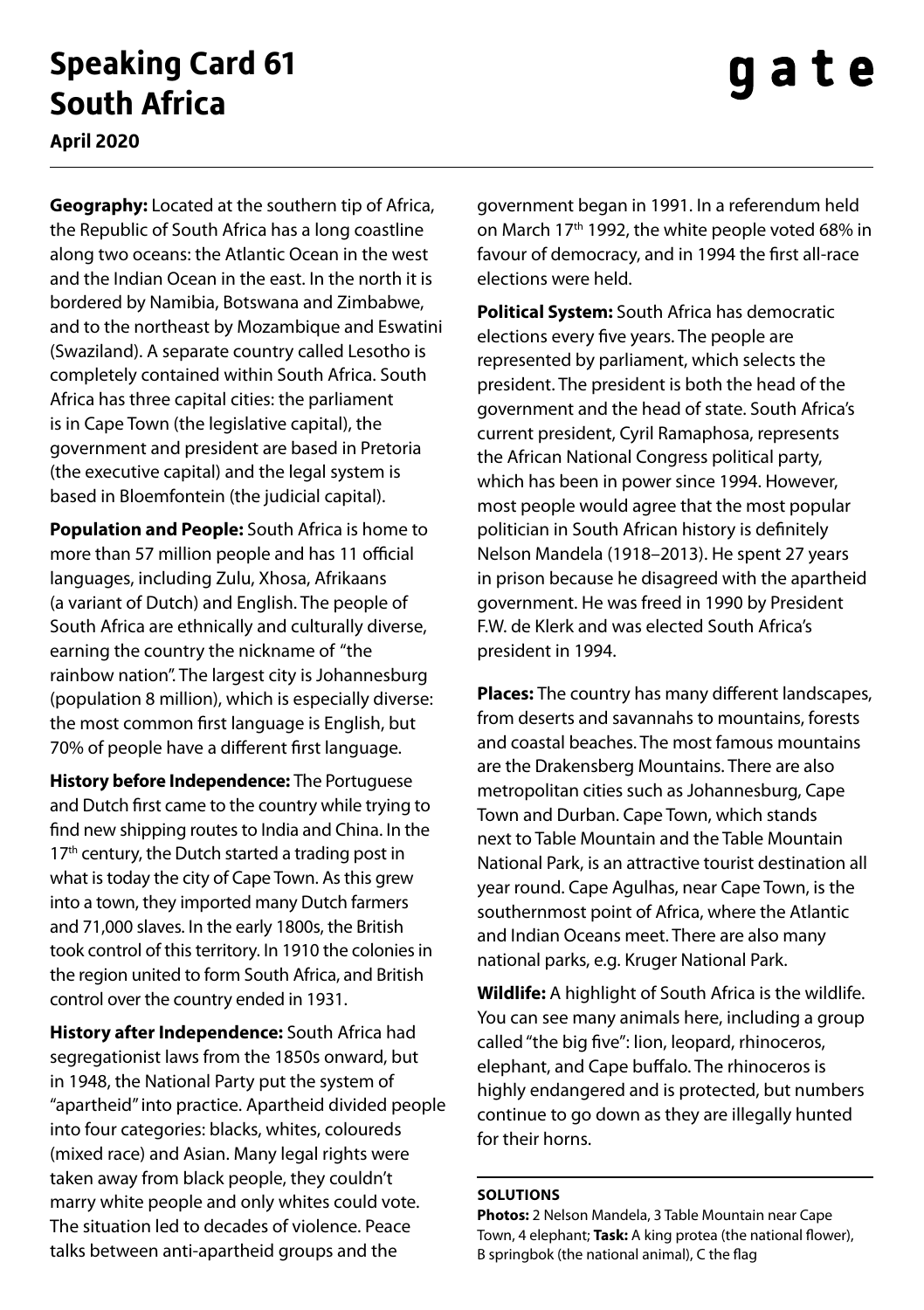# Speaking Card 61
# South Africa

**April 2020**

**Geography:** Located at the southern tip of Africa, the Republic of South Africa has a long coastline along two oceans: the Atlantic Ocean in the west and the Indian Ocean in the east. In the north it is bordered by Namibia, Botswana and Zimbabwe, and to the northeast by Mozambique and Eswatini (Swaziland). A separate country called Lesotho is completely contained within South Africa. South Africa has three capital cities: the parliament is in Cape Town (the legislative capital), the government and president are based in Pretoria (the executive capital) and the legal system is based in Bloemfontein (the judicial capital).

**Population and People:** South Africa is home to more than 57 million people and has 11 official languages, including Zulu, Xhosa, Afrikaans (a variant of Dutch) and English. The people of South Africa are ethnically and culturally diverse, earning the country the nickname of "the rainbow nation". The largest city is Johannesburg (population 8 million), which is especially diverse: the most common first language is English, but 70% of people have a different first language.

**History before Independence:** The Portuguese and Dutch first came to the country while trying to find new shipping routes to India and China. In the 17th century, the Dutch started a trading post in what is today the city of Cape Town. As this grew into a town, they imported many Dutch farmers and 71,000 slaves. In the early 1800s, the British took control of this territory. In 1910 the colonies in the region united to form South Africa, and British control over the country ended in 1931.

**History after Independence:** South Africa had segregationist laws from the 1850s onward, but in 1948, the National Party put the system of "apartheid" into practice. Apartheid divided people into four categories: blacks, whites, coloureds (mixed race) and Asian. Many legal rights were taken away from black people, they couldn't marry white people and only whites could vote. The situation led to decades of violence. Peace talks between anti-apartheid groups and the government began in 1991. In a referendum held on March 17th 1992, the white people voted 68% in favour of democracy, and in 1994 the first all-race elections were held.

**Political System:** South Africa has democratic elections every five years. The people are represented by parliament, which selects the president. The president is both the head of the government and the head of state. South Africa's current president, Cyril Ramaphosa, represents the African National Congress political party, which has been in power since 1994. However, most people would agree that the most popular politician in South African history is definitely Nelson Mandela (1918–2013). He spent 27 years in prison because he disagreed with the apartheid government. He was freed in 1990 by President F.W. de Klerk and was elected South Africa's president in 1994.

**Places:** The country has many different landscapes, from deserts and savannahs to mountains, forests and coastal beaches. The most famous mountains are the Drakensberg Mountains. There are also metropolitan cities such as Johannesburg, Cape Town and Durban. Cape Town, which stands next to Table Mountain and the Table Mountain National Park, is an attractive tourist destination all year round. Cape Agulhas, near Cape Town, is the southernmost point of Africa, where the Atlantic and Indian Oceans meet. There are also many national parks, e.g. Kruger National Park.

**Wildlife:** A highlight of South Africa is the wildlife. You can see many animals here, including a group called "the big five": lion, leopard, rhinoceros, elephant, and Cape buffalo. The rhinoceros is highly endangered and is protected, but numbers continue to go down as they are illegally hunted for their horns.

**SOLUTIONS**

**Photos:** 2 Nelson Mandela, 3 Table Mountain near Cape Town, 4 elephant; **Task:** A king protea (the national flower), B springbok (the national animal), C the flag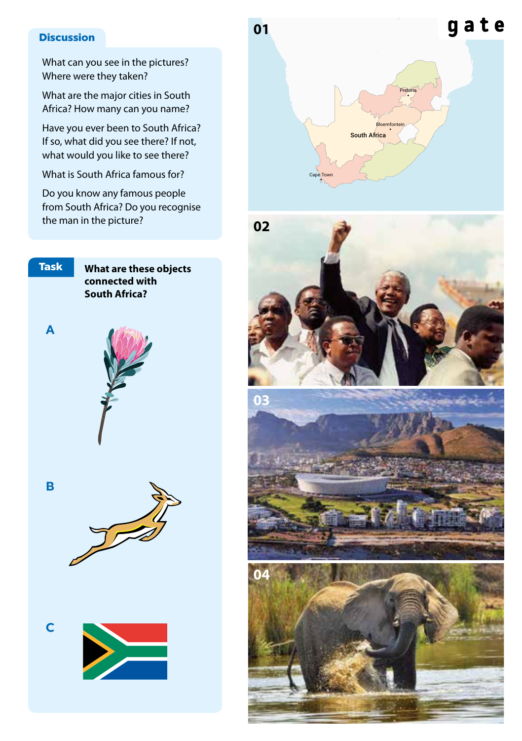## Discussion

What can you see in the pictures? Where were they taken?

What are the major cities in South Africa? How many can you name?

Have you ever been to South Africa? If so, what did you see there? If not, what would you like to see there?

What is South Africa famous for?

Do you know any famous people from South Africa? Do you recognise the man in the picture?

## Task

**What are these objects connected with South Africa?**

A

B

C

01

Pretoria

Bloemfontein

South Africa

Cape Town

02

03

04